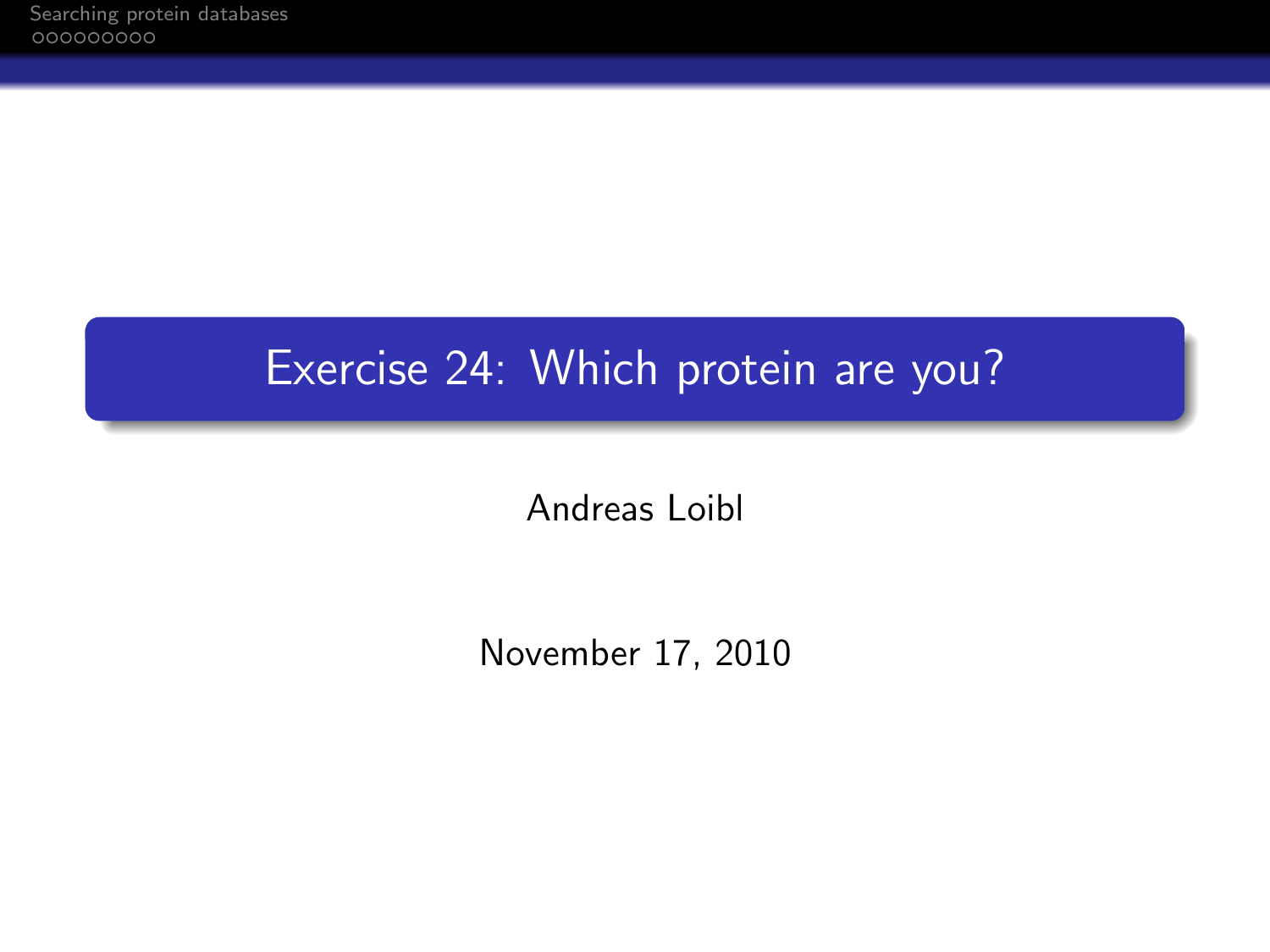# Exercise 24: Which protein are you?

Andreas Loibl

November 17, 2010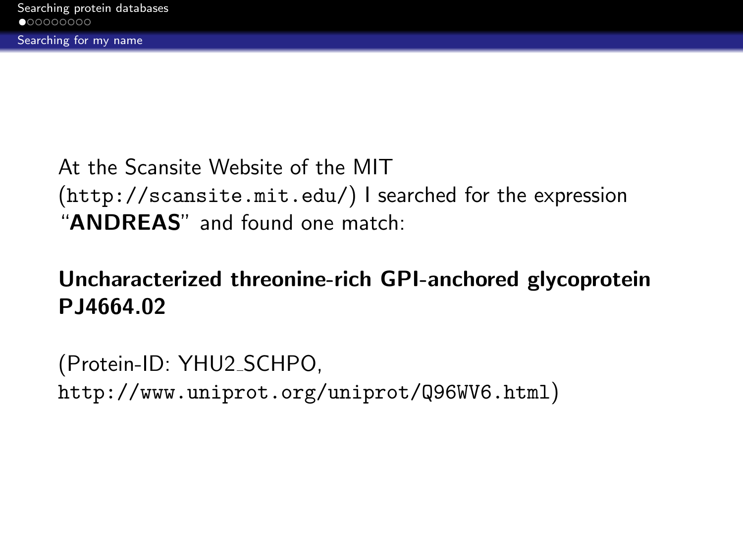At the Scansite Website of the MIT (http://scansite.mit.edu/) I searched for the expression "**ANDREAS**" and found one match:

**Uncharacterized threonine-rich GPI-anchored glycoprotein PJ4664.02**

(Protein-ID: YHU2_SCHPO, http://www.uniprot.org/uniprot/Q96WV6.html)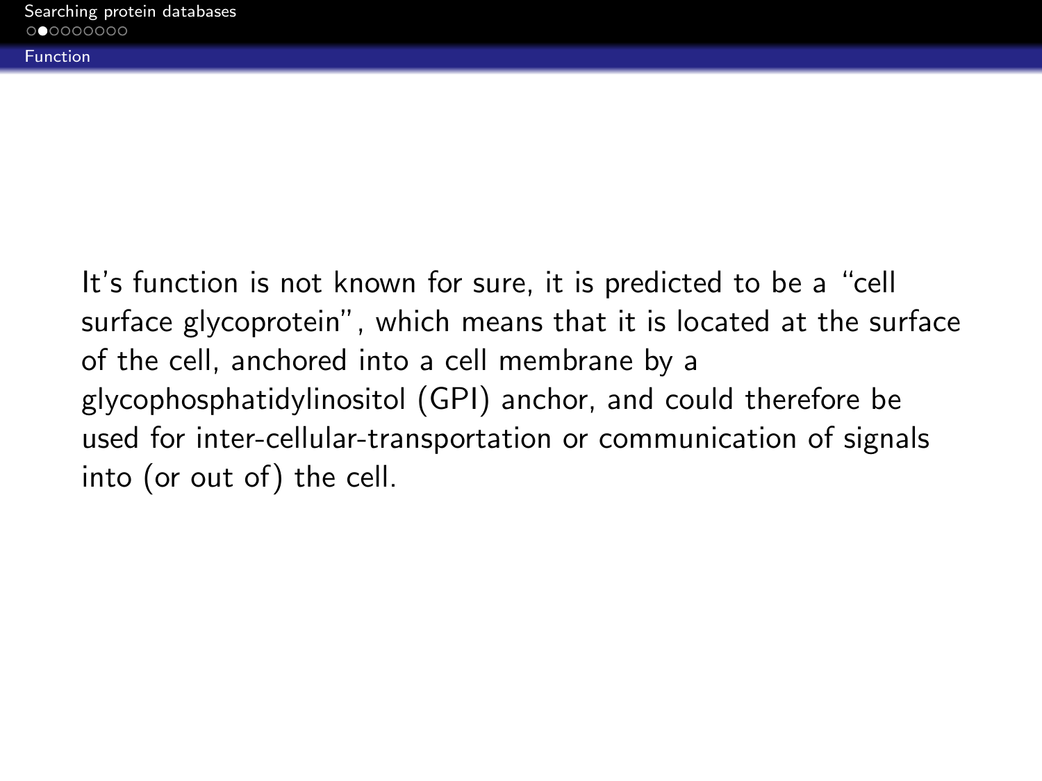## Function

It's function is not known for sure, it is predicted to be a "cell surface glycoprotein", which means that it is located at the surface of the cell, anchored into a cell membrane by a glycophosphatidylinositol (GPI) anchor, and could therefore be used for inter-cellular-transportation or communication of signals into (or out of) the cell.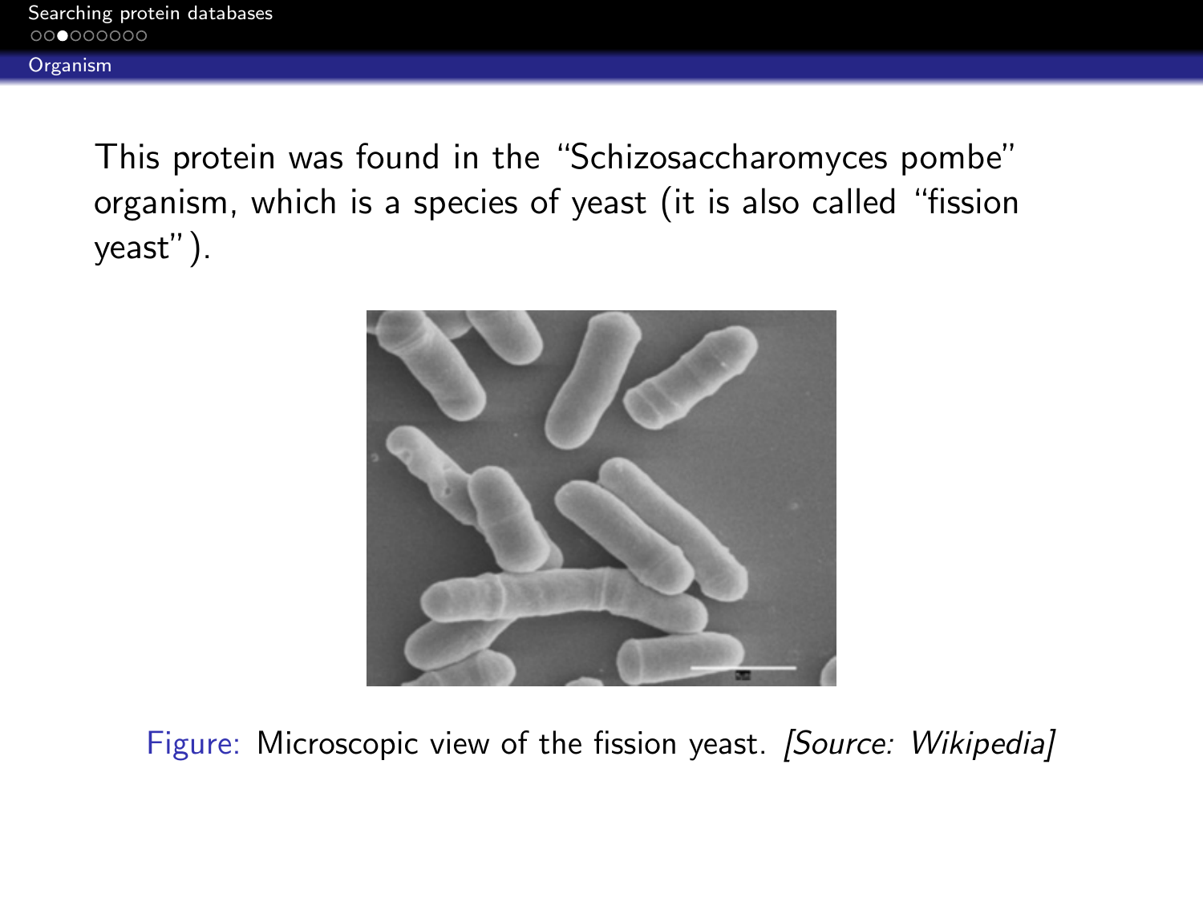## Organism

This protein was found in the "Schizosaccharomyces pombe" organism, which is a species of yeast (it is also called "fission yeast").

Figure: Microscopic view of the fission yeast. *[Source: Wikipedia]*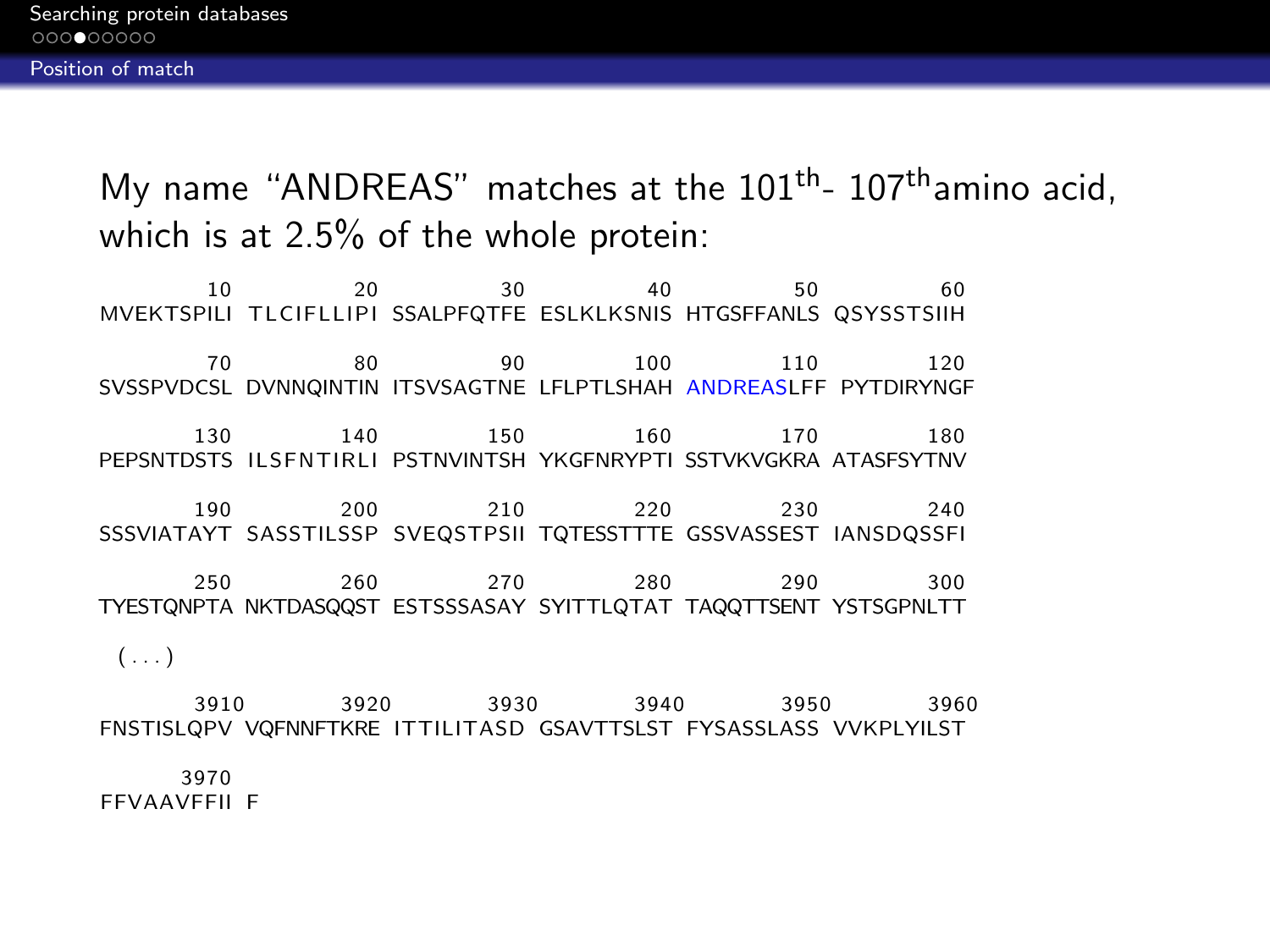## Position of match

My name “ANDREAS” matches at the $101^{th}$- $107^{th}$ amino acid, which is at 2.5% of the whole protein:

```
        10         20         30         40         50         60
MVEKTSPILI TLCIFLLIPI SSALPFQTFE ESLKLKSNIS HTGSFFANLS QSYSSTSIIH

        70         80         90        100        110        120
SVSSPVDCSL DVNNQINTIN ITSVSAGTNE LFLPTLSHAH ANDREASLFF PYTDIRYNGF

       130        140        150        160        170        180
PEPSNTDSTS ILSFNTIRLI PSTNVINTSH YKGFNRYPTI SSTVKVGKRA ATASFSYTNV

       190        200        210        220        230        240
SSSVIATAYT SASSTILSSP SVEQSTPSII TQTESSTTTE GSSVASSEST IANSDQSSFI

       250        260        270        280        290        300
TYESTQNPTA NKTDASQQST ESTSSSASAY SYITTLQTAT TAQQTTSENT YSTSGPNLTT

  (...)

      3910       3920       3930       3940       3950       3960
FNSTISLQPV VQFNNFTKRE ITTILITASD GSAVTTSLST FYSASSLASS VVKPLYILST

      3970
FFVAAVFFII F
```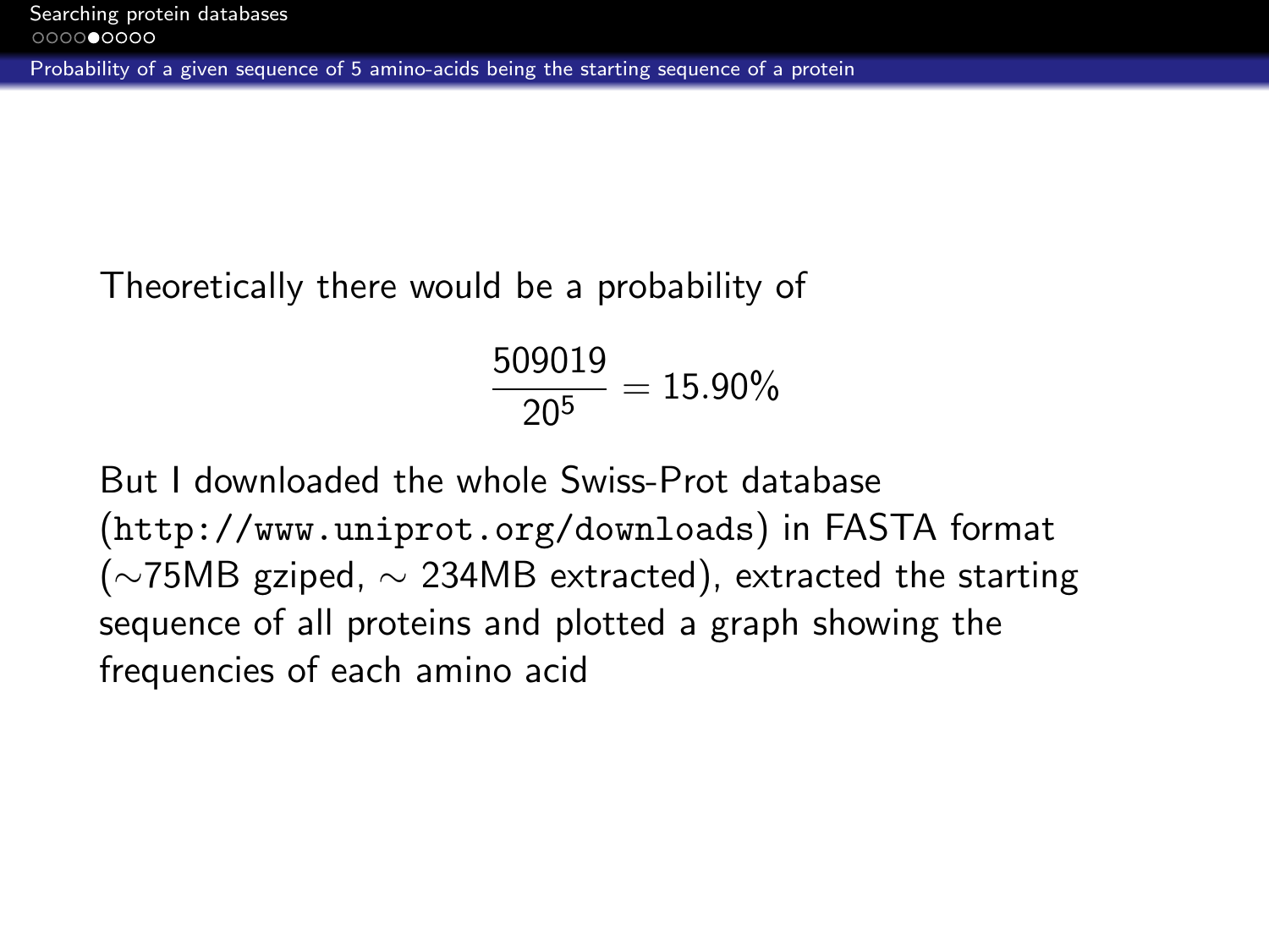Theoretically there would be a probability of

$$\frac{509019}{20^5} = 15.90\%$$

But I downloaded the whole Swiss-Prot database (`http://www.uniprot.org/downloads`) in FASTA format ($\sim$75MB gziped, $\sim$ 234MB extracted), extracted the starting sequence of all proteins and plotted a graph showing the frequencies of each amino acid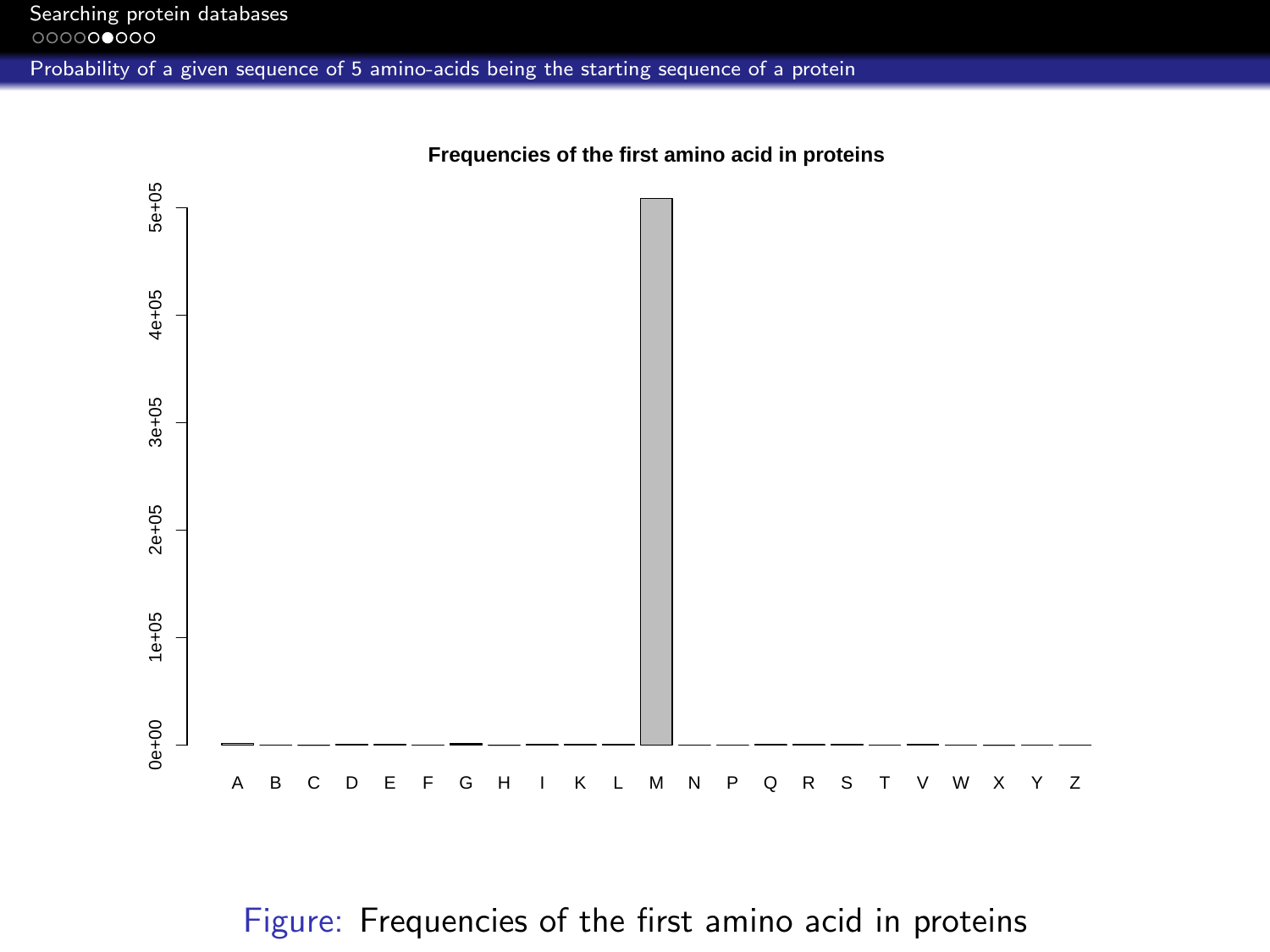## Probability of a given sequence of 5 amino-acids being the starting sequence of a protein

Figure: Frequencies of the first amino acid in proteins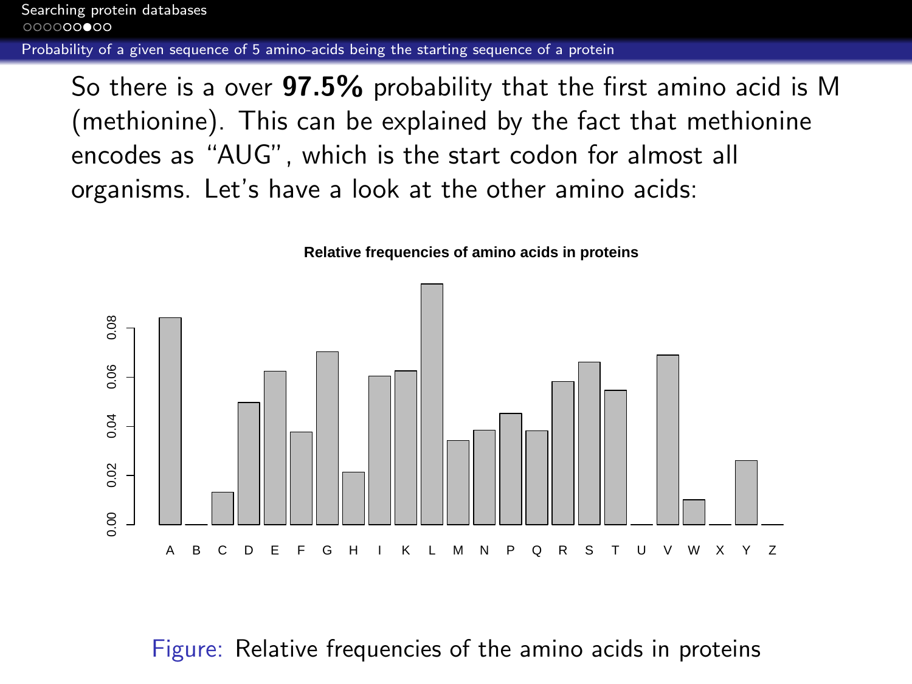So there is a over **97.5%** probability that the first amino acid is M (methionine). This can be explained by the fact that methionine encodes as “AUG”, which is the start codon for almost all organisms. Let’s have a look at the other amino acids:

Figure: Relative frequencies of the amino acids in proteins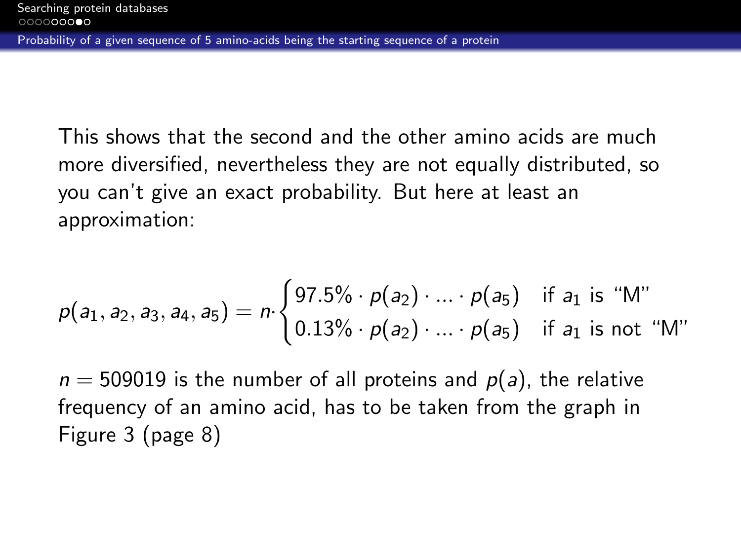## Probability of a given sequence of 5 amino-acids being the starting sequence of a protein

This shows that the second and the other amino acids are much more diversified, nevertheless they are not equally distributed, so you can't give an exact probability. But here at least an approximation:

$$p(a_1, a_2, a_3, a_4, a_5) = n \cdot \begin{cases} 97.5\% \cdot p(a_2) \cdot ... \cdot p(a_5) & \text{if } a_1 \text{ is "M"} \\ 0.13\% \cdot p(a_2) \cdot ... \cdot p(a_5) & \text{if } a_1 \text{ is not "M"} \end{cases}$$

$n = 509019$ is the number of all proteins and $p(a)$, the relative frequency of an amino acid, has to be taken from the graph in Figure 3 (page 8)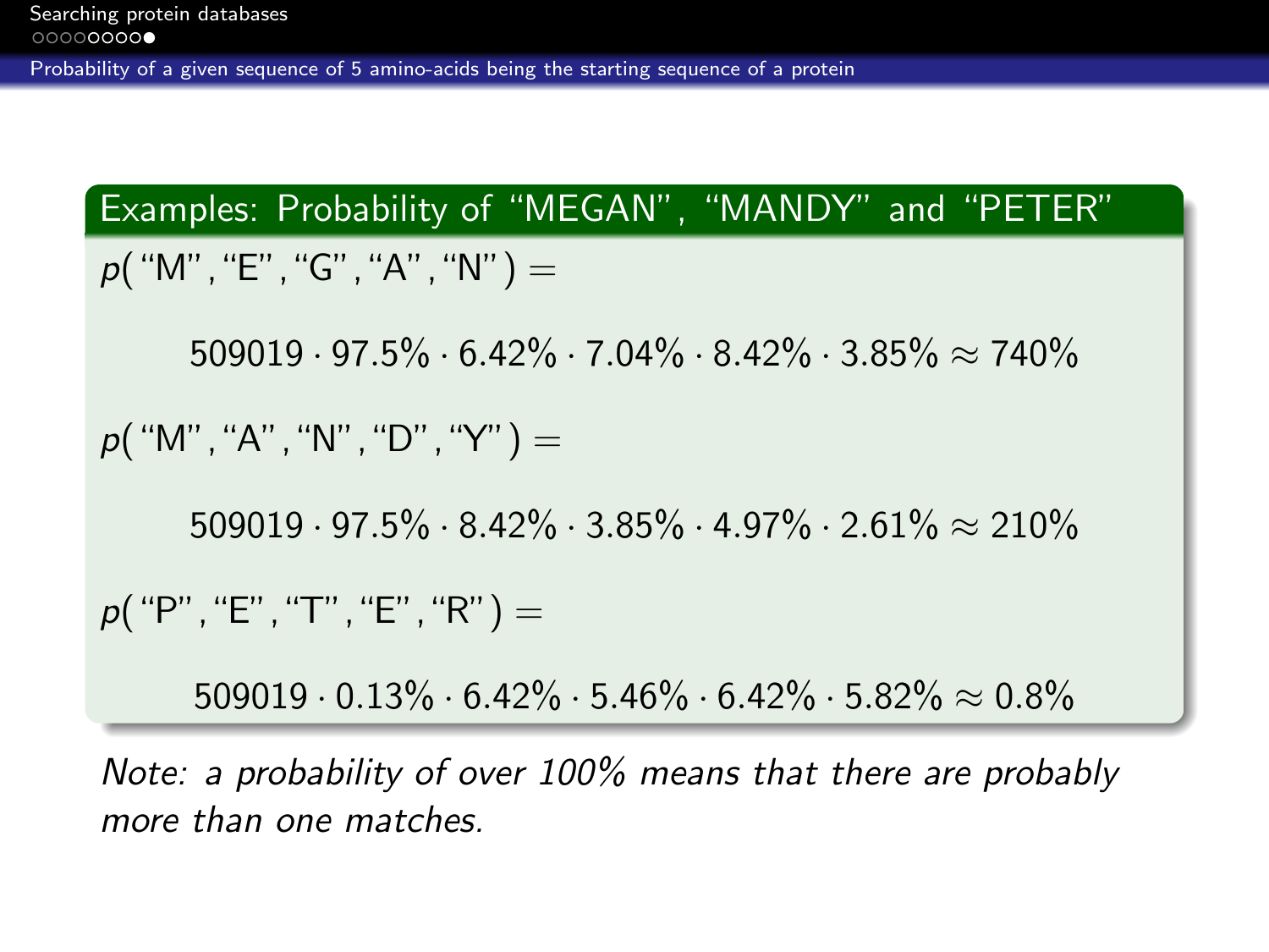## Probability of a given sequence of 5 amino-acids being the starting sequence of a protein

### Examples: Probability of "MEGAN", "MANDY" and "PETER"

$p(\text{"M"}, \text{"E"}, \text{"G"}, \text{"A"}, \text{"N"}) =$

$$509019 \cdot 97.5\% \cdot 6.42\% \cdot 7.04\% \cdot 8.42\% \cdot 3.85\% \approx 740\%$$

$p(\text{"M"}, \text{"A"}, \text{"N"}, \text{"D"}, \text{"Y"}) =$

$$509019 \cdot 97.5\% \cdot 8.42\% \cdot 3.85\% \cdot 4.97\% \cdot 2.61\% \approx 210\%$$

$p(\text{"P"}, \text{"E"}, \text{"T"}, \text{"E"}, \text{"R"}) =$

$$509019 \cdot 0.13\% \cdot 6.42\% \cdot 5.46\% \cdot 6.42\% \cdot 5.82\% \approx 0.8\%$$

*Note: a probability of over 100% means that there are probably more than one matches.*